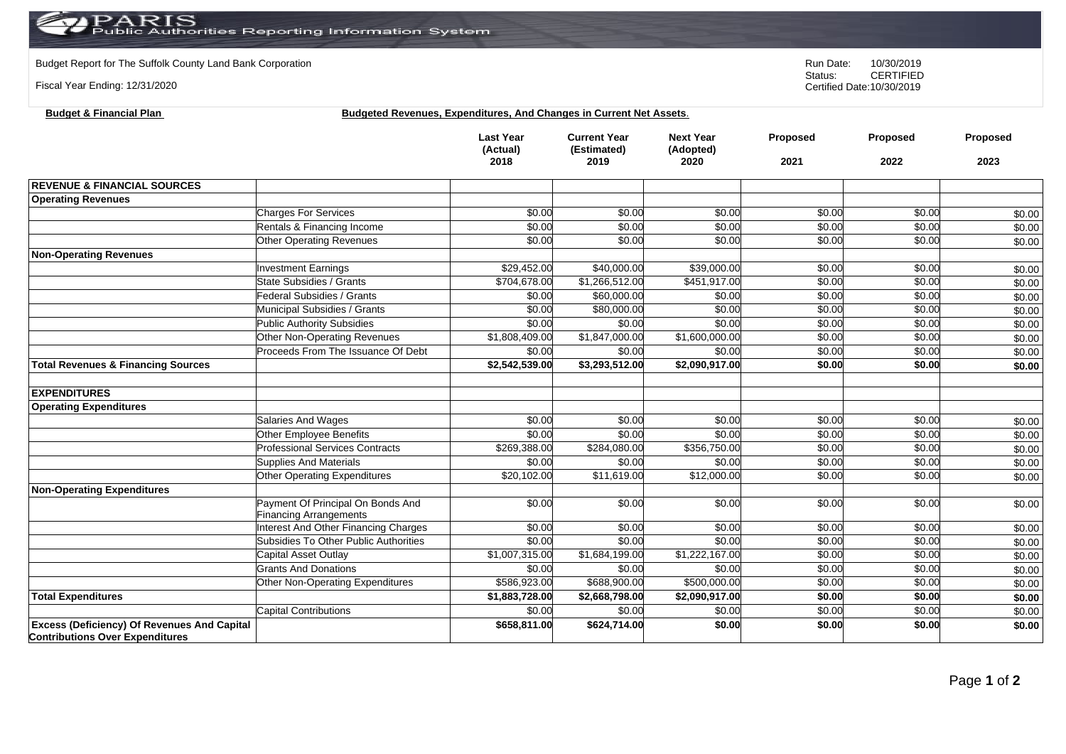PARIS Public Authorities Reporting Information System

Budget Report for The Suffolk County Land Bank Corporation

Fiscal Year Ending: 12/31/2020

Run Date: 10/30/2019
Status: CERTIFIED
Certified Date: 10/30/2019

**Budget & Financial Plan** **Budgeted Revenues, Expenditures, And Changes in Current Net Assets.**

| | | Last Year (Actual) 2018 | Current Year (Estimated) 2019 | Next Year (Adopted) 2020 | Proposed 2021 | Proposed 2022 | Proposed 2023 |
|---|---|---|---|---|---|---|---|
| **REVENUE & FINANCIAL SOURCES** | | | | | | | |
| **Operating Revenues** | | | | | | | |
| | Charges For Services | $0.00 | $0.00 | $0.00 | $0.00 | $0.00 | $0.00 |
| | Rentals & Financing Income | $0.00 | $0.00 | $0.00 | $0.00 | $0.00 | $0.00 |
| | Other Operating Revenues | $0.00 | $0.00 | $0.00 | $0.00 | $0.00 | $0.00 |
| **Non-Operating Revenues** | | | | | | | |
| | Investment Earnings | $29,452.00 | $40,000.00 | $39,000.00 | $0.00 | $0.00 | $0.00 |
| | State Subsidies / Grants | $704,678.00 | $1,266,512.00 | $451,917.00 | $0.00 | $0.00 | $0.00 |
| | Federal Subsidies / Grants | $0.00 | $60,000.00 | $0.00 | $0.00 | $0.00 | $0.00 |
| | Municipal Subsidies / Grants | $0.00 | $80,000.00 | $0.00 | $0.00 | $0.00 | $0.00 |
| | Public Authority Subsidies | $0.00 | $0.00 | $0.00 | $0.00 | $0.00 | $0.00 |
| | Other Non-Operating Revenues | $1,808,409.00 | $1,847,000.00 | $1,600,000.00 | $0.00 | $0.00 | $0.00 |
| | Proceeds From The Issuance Of Debt | $0.00 | $0.00 | $0.00 | $0.00 | $0.00 | $0.00 |
| **Total Revenues & Financing Sources** | | **$2,542,539.00** | **$3,293,512.00** | **$2,090,917.00** | **$0.00** | **$0.00** | **$0.00** |
| | | | | | | | |
| **EXPENDITURES** | | | | | | | |
| **Operating Expenditures** | | | | | | | |
| | Salaries And Wages | $0.00 | $0.00 | $0.00 | $0.00 | $0.00 | $0.00 |
| | Other Employee Benefits | $0.00 | $0.00 | $0.00 | $0.00 | $0.00 | $0.00 |
| | Professional Services Contracts | $269,388.00 | $284,080.00 | $356,750.00 | $0.00 | $0.00 | $0.00 |
| | Supplies And Materials | $0.00 | $0.00 | $0.00 | $0.00 | $0.00 | $0.00 |
| | Other Operating Expenditures | $20,102.00 | $11,619.00 | $12,000.00 | $0.00 | $0.00 | $0.00 |
| **Non-Operating Expenditures** | | | | | | | |
| | Payment Of Principal On Bonds And Financing Arrangements | $0.00 | $0.00 | $0.00 | $0.00 | $0.00 | $0.00 |
| | Interest And Other Financing Charges | $0.00 | $0.00 | $0.00 | $0.00 | $0.00 | $0.00 |
| | Subsidies To Other Public Authorities | $0.00 | $0.00 | $0.00 | $0.00 | $0.00 | $0.00 |
| | Capital Asset Outlay | $1,007,315.00 | $1,684,199.00 | $1,222,167.00 | $0.00 | $0.00 | $0.00 |
| | Grants And Donations | $0.00 | $0.00 | $0.00 | $0.00 | $0.00 | $0.00 |
| | Other Non-Operating Expenditures | $586,923.00 | $688,900.00 | $500,000.00 | $0.00 | $0.00 | $0.00 |
| **Total Expenditures** | | **$1,883,728.00** | **$2,668,798.00** | **$2,090,917.00** | **$0.00** | **$0.00** | **$0.00** |
| | Capital Contributions | $0.00 | $0.00 | $0.00 | $0.00 | $0.00 | $0.00 |
| **Excess (Deficiency) Of Revenues And Capital Contributions Over Expenditures** | | **$658,811.00** | **$624,714.00** | **$0.00** | **$0.00** | **$0.00** | **$0.00** |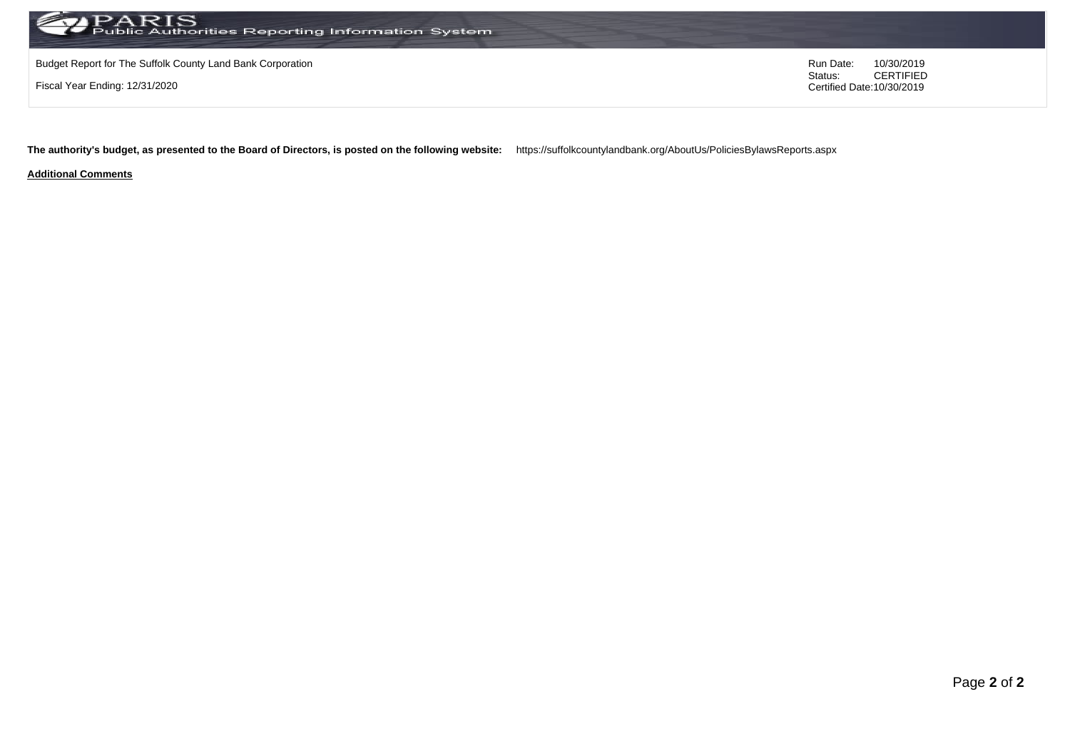Budget Report for The Suffolk County Land Bank Corporation

Fiscal Year Ending: 12/31/2020

Run Date: 10/30/2019
Status: CERTIFIED
Certified Date: 10/30/2019

**The authority's budget, as presented to the Board of Directors, is posted on the following website:** https://suffolkcountylandbank.org/AboutUs/PoliciesBylawsReports.aspx

**Additional Comments**